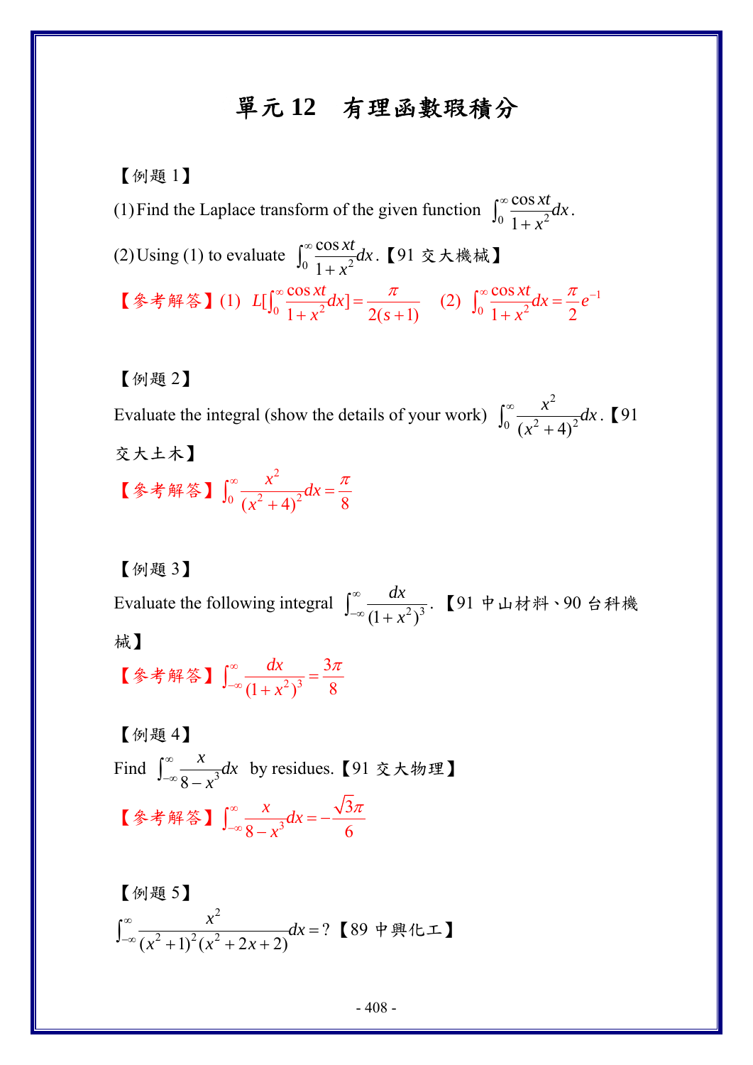# 單元 12　有理函數瑕積分

【例題 1】

(1) Find the Laplace transform of the given function $\int_0^\infty \frac{\cos xt}{1+x^2}dx$.

(2) Using (1) to evaluate $\int_0^\infty \frac{\cos xt}{1+x^2}dx$.【91 交大機械】

【參考解答】(1) $L[\int_0^\infty \frac{\cos xt}{1+x^2}dx] = \frac{\pi}{2(s+1)}$　(2) $\int_0^\infty \frac{\cos xt}{1+x^2}dx = \frac{\pi}{2}e^{-1}$

【例題 2】

Evaluate the integral (show the details of your work) $\int_0^\infty \frac{x^2}{(x^2+4)^2}dx$.【91 交大土木】

【參考解答】$\int_0^\infty \frac{x^2}{(x^2+4)^2}dx = \frac{\pi}{8}$

【例題 3】

Evaluate the following integral $\int_{-\infty}^\infty \frac{dx}{(1+x^2)^3}$.【91 中山材料、90 台科機械】

【參考解答】$\int_{-\infty}^\infty \frac{dx}{(1+x^2)^3} = \frac{3\pi}{8}$

【例題 4】

Find $\int_{-\infty}^\infty \frac{x}{8-x^3}dx$ by residues.【91 交大物理】

【參考解答】$\int_{-\infty}^\infty \frac{x}{8-x^3}dx = -\frac{\sqrt{3}\pi}{6}$

【例題 5】

$\int_{-\infty}^\infty \frac{x^2}{(x^2+1)^2(x^2+2x+2)}dx = ?$【89 中興化工】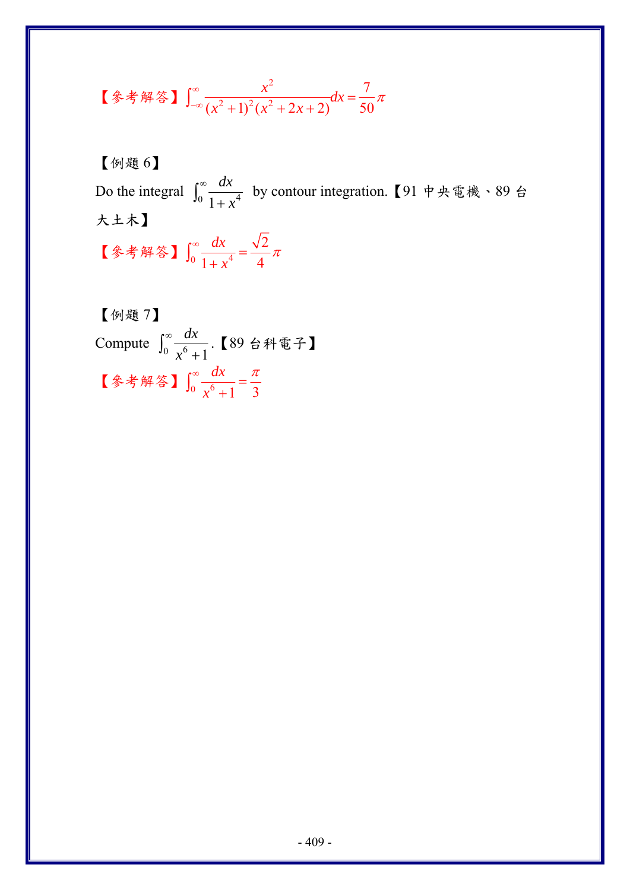【參考解答】$\int_{-\infty}^{\infty} \frac{x^2}{(x^2+1)^2(x^2+2x+2)} dx = \frac{7}{50}\pi$

【例題 6】

Do the integral $\int_0^{\infty} \frac{dx}{1+x^4}$ by contour integration.【91 中央電機、89 台大土木】

【參考解答】$\int_0^{\infty} \frac{dx}{1+x^4} = \frac{\sqrt{2}}{4}\pi$

【例題 7】

Compute $\int_0^{\infty} \frac{dx}{x^6+1}$.【89 台科電子】

【參考解答】$\int_0^{\infty} \frac{dx}{x^6+1} = \frac{\pi}{3}$